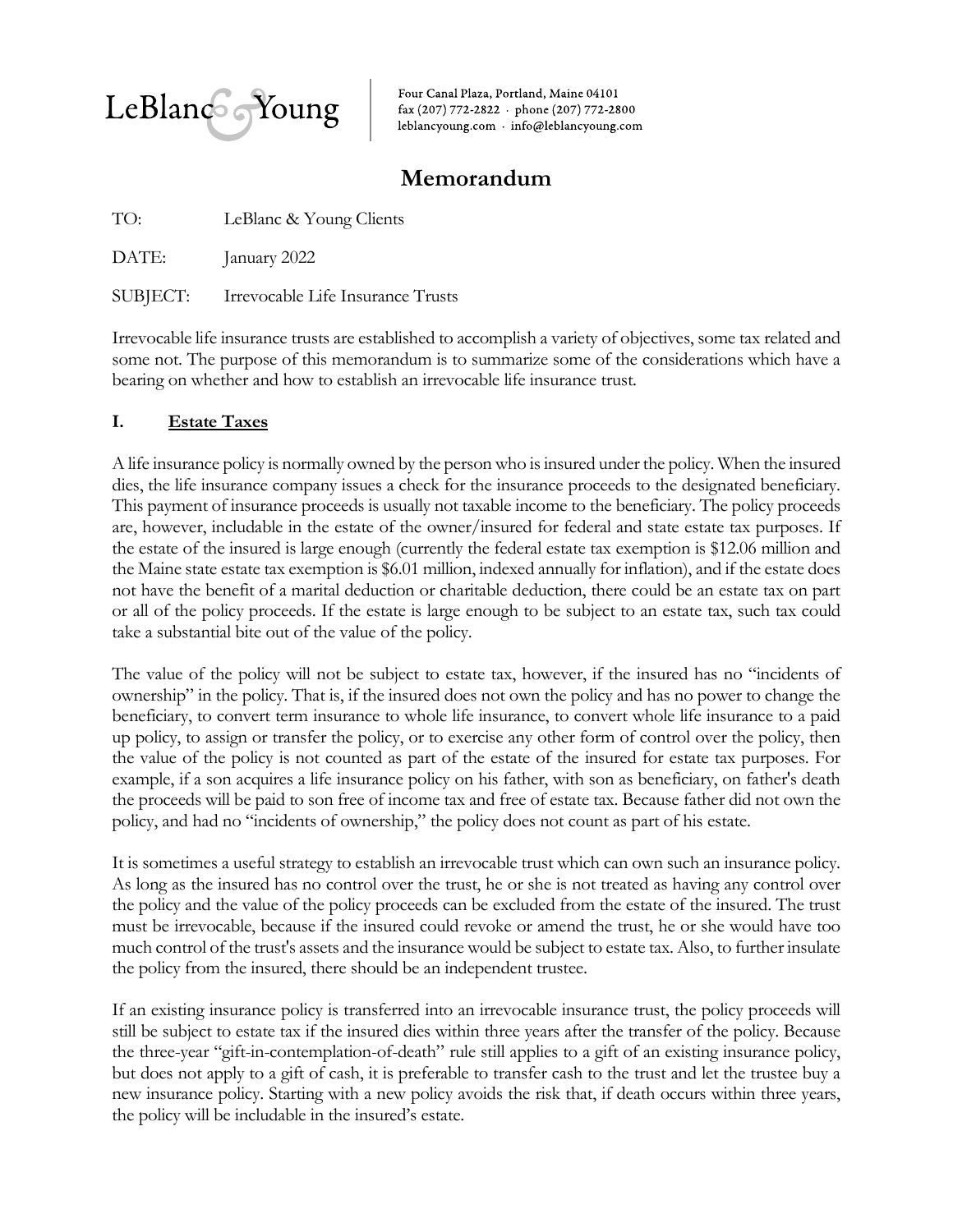LeBlanc & Young

Four Canal Plaza, Portland, Maine 04101
fax (207) 772-2822 · phone (207) 772-2800
leblancyoung.com · info@leblancyoung.com

# Memorandum

TO: LeBlanc & Young Clients

DATE: January 2022

SUBJECT: Irrevocable Life Insurance Trusts

Irrevocable life insurance trusts are established to accomplish a variety of objectives, some tax related and some not. The purpose of this memorandum is to summarize some of the considerations which have a bearing on whether and how to establish an irrevocable life insurance trust.

## I. Estate Taxes

A life insurance policy is normally owned by the person who is insured under the policy. When the insured dies, the life insurance company issues a check for the insurance proceeds to the designated beneficiary. This payment of insurance proceeds is usually not taxable income to the beneficiary. The policy proceeds are, however, includable in the estate of the owner/insured for federal and state estate tax purposes. If the estate of the insured is large enough (currently the federal estate tax exemption is $12.06 million and the Maine state estate tax exemption is $6.01 million, indexed annually for inflation), and if the estate does not have the benefit of a marital deduction or charitable deduction, there could be an estate tax on part or all of the policy proceeds. If the estate is large enough to be subject to an estate tax, such tax could take a substantial bite out of the value of the policy.

The value of the policy will not be subject to estate tax, however, if the insured has no "incidents of ownership" in the policy. That is, if the insured does not own the policy and has no power to change the beneficiary, to convert term insurance to whole life insurance, to convert whole life insurance to a paid up policy, to assign or transfer the policy, or to exercise any other form of control over the policy, then the value of the policy is not counted as part of the estate of the insured for estate tax purposes. For example, if a son acquires a life insurance policy on his father, with son as beneficiary, on father's death the proceeds will be paid to son free of income tax and free of estate tax. Because father did not own the policy, and had no "incidents of ownership," the policy does not count as part of his estate.

It is sometimes a useful strategy to establish an irrevocable trust which can own such an insurance policy. As long as the insured has no control over the trust, he or she is not treated as having any control over the policy and the value of the policy proceeds can be excluded from the estate of the insured. The trust must be irrevocable, because if the insured could revoke or amend the trust, he or she would have too much control of the trust's assets and the insurance would be subject to estate tax. Also, to further insulate the policy from the insured, there should be an independent trustee.

If an existing insurance policy is transferred into an irrevocable insurance trust, the policy proceeds will still be subject to estate tax if the insured dies within three years after the transfer of the policy. Because the three-year "gift-in-contemplation-of-death" rule still applies to a gift of an existing insurance policy, but does not apply to a gift of cash, it is preferable to transfer cash to the trust and let the trustee buy a new insurance policy. Starting with a new policy avoids the risk that, if death occurs within three years, the policy will be includable in the insured's estate.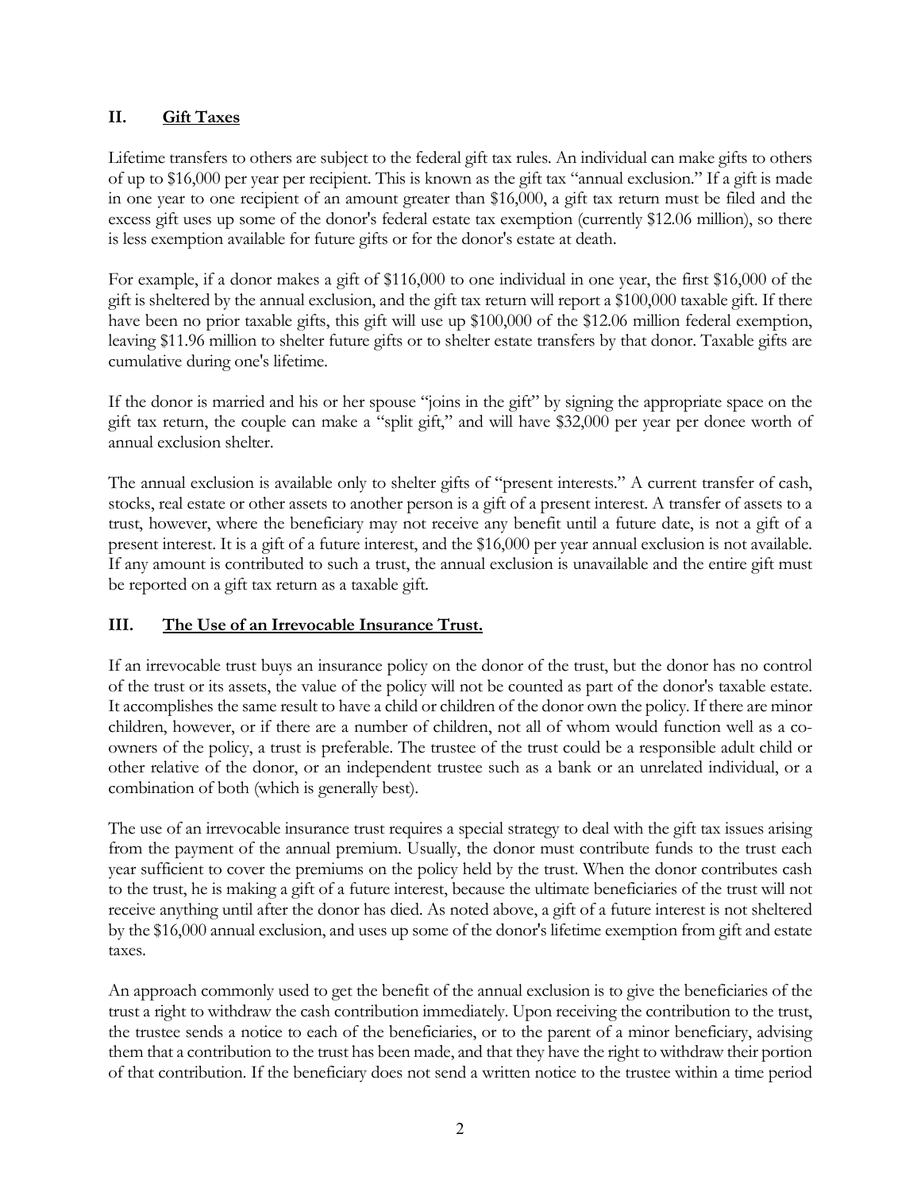## II. <u>Gift Taxes</u>

Lifetime transfers to others are subject to the federal gift tax rules. An individual can make gifts to others of up to $16,000 per year per recipient. This is known as the gift tax "annual exclusion." If a gift is made in one year to one recipient of an amount greater than $16,000, a gift tax return must be filed and the excess gift uses up some of the donor's federal estate tax exemption (currently $12.06 million), so there is less exemption available for future gifts or for the donor's estate at death.

For example, if a donor makes a gift of $116,000 to one individual in one year, the first $16,000 of the gift is sheltered by the annual exclusion, and the gift tax return will report a $100,000 taxable gift. If there have been no prior taxable gifts, this gift will use up $100,000 of the $12.06 million federal exemption, leaving $11.96 million to shelter future gifts or to shelter estate transfers by that donor. Taxable gifts are cumulative during one's lifetime.

If the donor is married and his or her spouse "joins in the gift" by signing the appropriate space on the gift tax return, the couple can make a "split gift," and will have $32,000 per year per donee worth of annual exclusion shelter.

The annual exclusion is available only to shelter gifts of "present interests." A current transfer of cash, stocks, real estate or other assets to another person is a gift of a present interest. A transfer of assets to a trust, however, where the beneficiary may not receive any benefit until a future date, is not a gift of a present interest. It is a gift of a future interest, and the $16,000 per year annual exclusion is not available. If any amount is contributed to such a trust, the annual exclusion is unavailable and the entire gift must be reported on a gift tax return as a taxable gift.

## III. <u>The Use of an Irrevocable Insurance Trust.</u>

If an irrevocable trust buys an insurance policy on the donor of the trust, but the donor has no control of the trust or its assets, the value of the policy will not be counted as part of the donor's taxable estate. It accomplishes the same result to have a child or children of the donor own the policy. If there are minor children, however, or if there are a number of children, not all of whom would function well as a co-owners of the policy, a trust is preferable. The trustee of the trust could be a responsible adult child or other relative of the donor, or an independent trustee such as a bank or an unrelated individual, or a combination of both (which is generally best).

The use of an irrevocable insurance trust requires a special strategy to deal with the gift tax issues arising from the payment of the annual premium. Usually, the donor must contribute funds to the trust each year sufficient to cover the premiums on the policy held by the trust. When the donor contributes cash to the trust, he is making a gift of a future interest, because the ultimate beneficiaries of the trust will not receive anything until after the donor has died. As noted above, a gift of a future interest is not sheltered by the $16,000 annual exclusion, and uses up some of the donor's lifetime exemption from gift and estate taxes.

An approach commonly used to get the benefit of the annual exclusion is to give the beneficiaries of the trust a right to withdraw the cash contribution immediately. Upon receiving the contribution to the trust, the trustee sends a notice to each of the beneficiaries, or to the parent of a minor beneficiary, advising them that a contribution to the trust has been made, and that they have the right to withdraw their portion of that contribution. If the beneficiary does not send a written notice to the trustee within a time period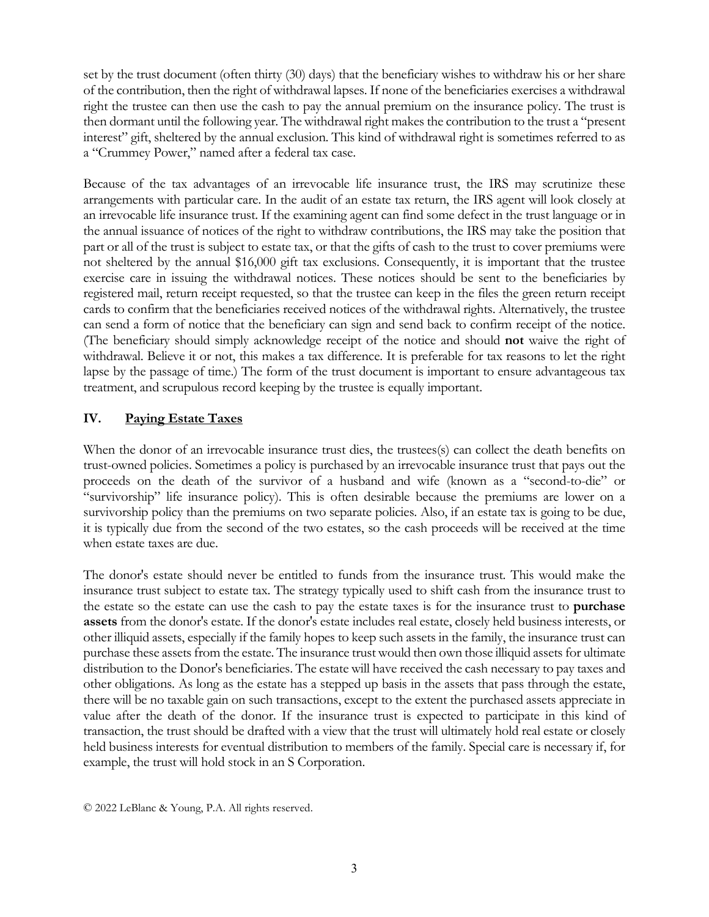set by the trust document (often thirty (30) days) that the beneficiary wishes to withdraw his or her share of the contribution, then the right of withdrawal lapses. If none of the beneficiaries exercises a withdrawal right the trustee can then use the cash to pay the annual premium on the insurance policy. The trust is then dormant until the following year. The withdrawal right makes the contribution to the trust a "present interest" gift, sheltered by the annual exclusion. This kind of withdrawal right is sometimes referred to as a "Crummey Power," named after a federal tax case.

Because of the tax advantages of an irrevocable life insurance trust, the IRS may scrutinize these arrangements with particular care. In the audit of an estate tax return, the IRS agent will look closely at an irrevocable life insurance trust. If the examining agent can find some defect in the trust language or in the annual issuance of notices of the right to withdraw contributions, the IRS may take the position that part or all of the trust is subject to estate tax, or that the gifts of cash to the trust to cover premiums were not sheltered by the annual $16,000 gift tax exclusions. Consequently, it is important that the trustee exercise care in issuing the withdrawal notices. These notices should be sent to the beneficiaries by registered mail, return receipt requested, so that the trustee can keep in the files the green return receipt cards to confirm that the beneficiaries received notices of the withdrawal rights. Alternatively, the trustee can send a form of notice that the beneficiary can sign and send back to confirm receipt of the notice. (The beneficiary should simply acknowledge receipt of the notice and should **not** waive the right of withdrawal. Believe it or not, this makes a tax difference. It is preferable for tax reasons to let the right lapse by the passage of time.) The form of the trust document is important to ensure advantageous tax treatment, and scrupulous record keeping by the trustee is equally important.

## IV. Paying Estate Taxes

When the donor of an irrevocable insurance trust dies, the trustees(s) can collect the death benefits on trust-owned policies. Sometimes a policy is purchased by an irrevocable insurance trust that pays out the proceeds on the death of the survivor of a husband and wife (known as a "second-to-die" or "survivorship" life insurance policy). This is often desirable because the premiums are lower on a survivorship policy than the premiums on two separate policies. Also, if an estate tax is going to be due, it is typically due from the second of the two estates, so the cash proceeds will be received at the time when estate taxes are due.

The donor's estate should never be entitled to funds from the insurance trust. This would make the insurance trust subject to estate tax. The strategy typically used to shift cash from the insurance trust to the estate so the estate can use the cash to pay the estate taxes is for the insurance trust to **purchase assets** from the donor's estate. If the donor's estate includes real estate, closely held business interests, or other illiquid assets, especially if the family hopes to keep such assets in the family, the insurance trust can purchase these assets from the estate. The insurance trust would then own those illiquid assets for ultimate distribution to the Donor's beneficiaries. The estate will have received the cash necessary to pay taxes and other obligations. As long as the estate has a stepped up basis in the assets that pass through the estate, there will be no taxable gain on such transactions, except to the extent the purchased assets appreciate in value after the death of the donor. If the insurance trust is expected to participate in this kind of transaction, the trust should be drafted with a view that the trust will ultimately hold real estate or closely held business interests for eventual distribution to members of the family. Special care is necessary if, for example, the trust will hold stock in an S Corporation.

© 2022 LeBlanc & Young, P.A. All rights reserved.